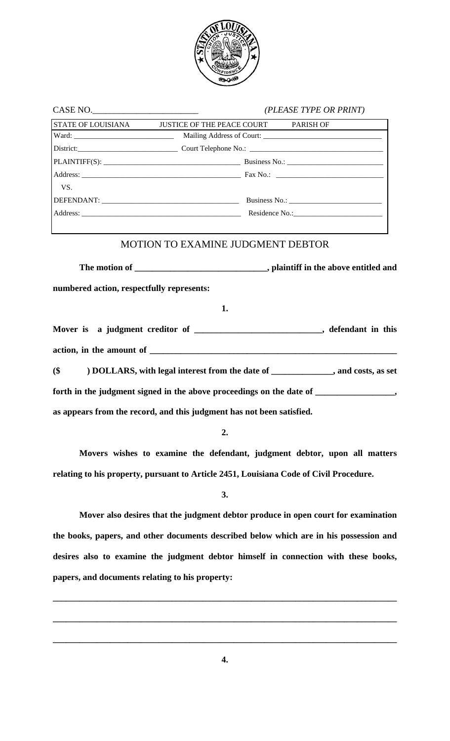CASE NO.________________________ *(PLEASE TYPE OR PRINT)*

| STATE OF LOUISIANA | JUSTICE OF THE PEACE COURT PARISH OF |
| --- | --- |
| Ward: ___________________________ | Mailing Address of Court: ________________________________ |
| District:___________________________ | Court Telephone No.: ________________________________ |
| PLAINTIFF(S): ____________________________________ | Business No.: __________________________ |
| Address: ___________________________________________ | Fax No.: ____________________________ |
| VS. | |
| DEFENDANT: ____________________________________ | Business No.: _________________________ |
| Address: ___________________________________________ | Residence No.:_________________________ |

## MOTION TO EXAMINE JUDGMENT DEBTOR

**The motion of ______________________________, plaintiff in the above entitled and numbered action, respectfully represents:**

**1.**

**Mover is a judgment creditor of ____________________________, defendant in this action, in the amount of __________________________________________________________ ($ ) DOLLARS, with legal interest from the date of ______________, and costs, as set forth in the judgment signed in the above proceedings on the date of _________________, as appears from the record, and this judgment has not been satisfied.**

**2.**

**Movers wishes to examine the defendant, judgment debtor, upon all matters relating to his property, pursuant to Article 2451, Louisiana Code of Civil Procedure.**

**3.**

**Mover also desires that the judgment debtor produce in open court for examination the books, papers, and other documents described below which are in his possession and desires also to examine the judgment debtor himself in connection with these books, papers, and documents relating to his property:**

________________________________________________________________________________

________________________________________________________________________________

________________________________________________________________________________

**4.**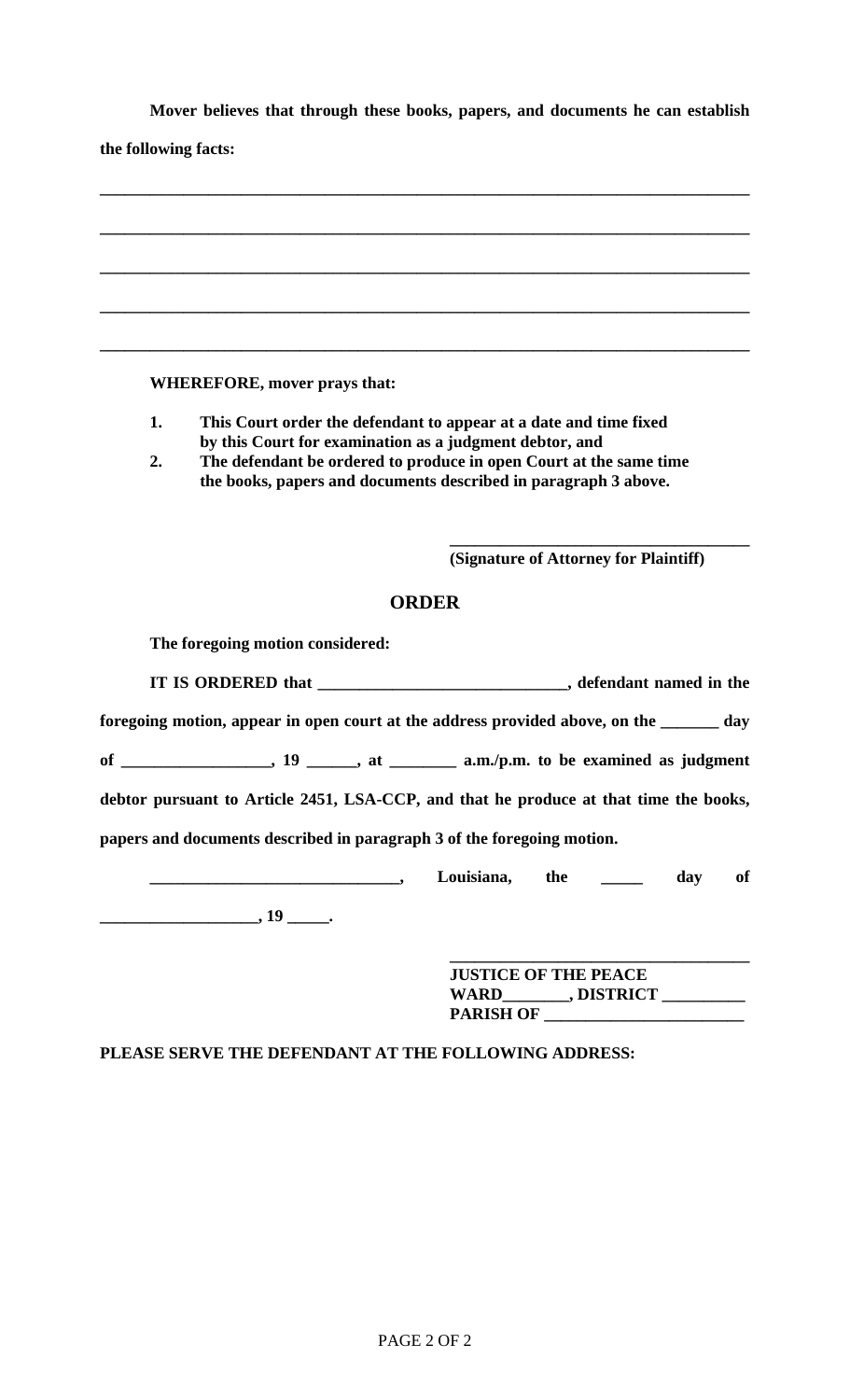**Mover believes that through these books, papers, and documents he can establish the following facts:**

_______________________________________________________________________________

_______________________________________________________________________________

_______________________________________________________________________________

_______________________________________________________________________________

_______________________________________________________________________________

**WHEREFORE, mover prays that:**

1. **This Court order the defendant to appear at a date and time fixed by this Court for examination as a judgment debtor, and**
2. **The defendant be ordered to produce in open Court at the same time the books, papers and documents described in paragraph 3 above.**

___________________________________
**(Signature of Attorney for Plaintiff)**

## ORDER

**The foregoing motion considered:**

**IT IS ORDERED that _____________________________, defendant named in the foregoing motion, appear in open court at the address provided above, on the _______ day of _________________, 19 ______, at ________ a.m./p.m. to be examined as judgment debtor pursuant to Article 2451, LSA-CCP, and that he produce at that time the books, papers and documents described in paragraph 3 of the foregoing motion.**

**_____________________________, Louisiana, the _____ day of __________________, 19 _____.**

___________________________________
**JUSTICE OF THE PEACE**
**WARD________, DISTRICT __________**
**PARISH OF _______________________**

**PLEASE SERVE THE DEFENDANT AT THE FOLLOWING ADDRESS:**